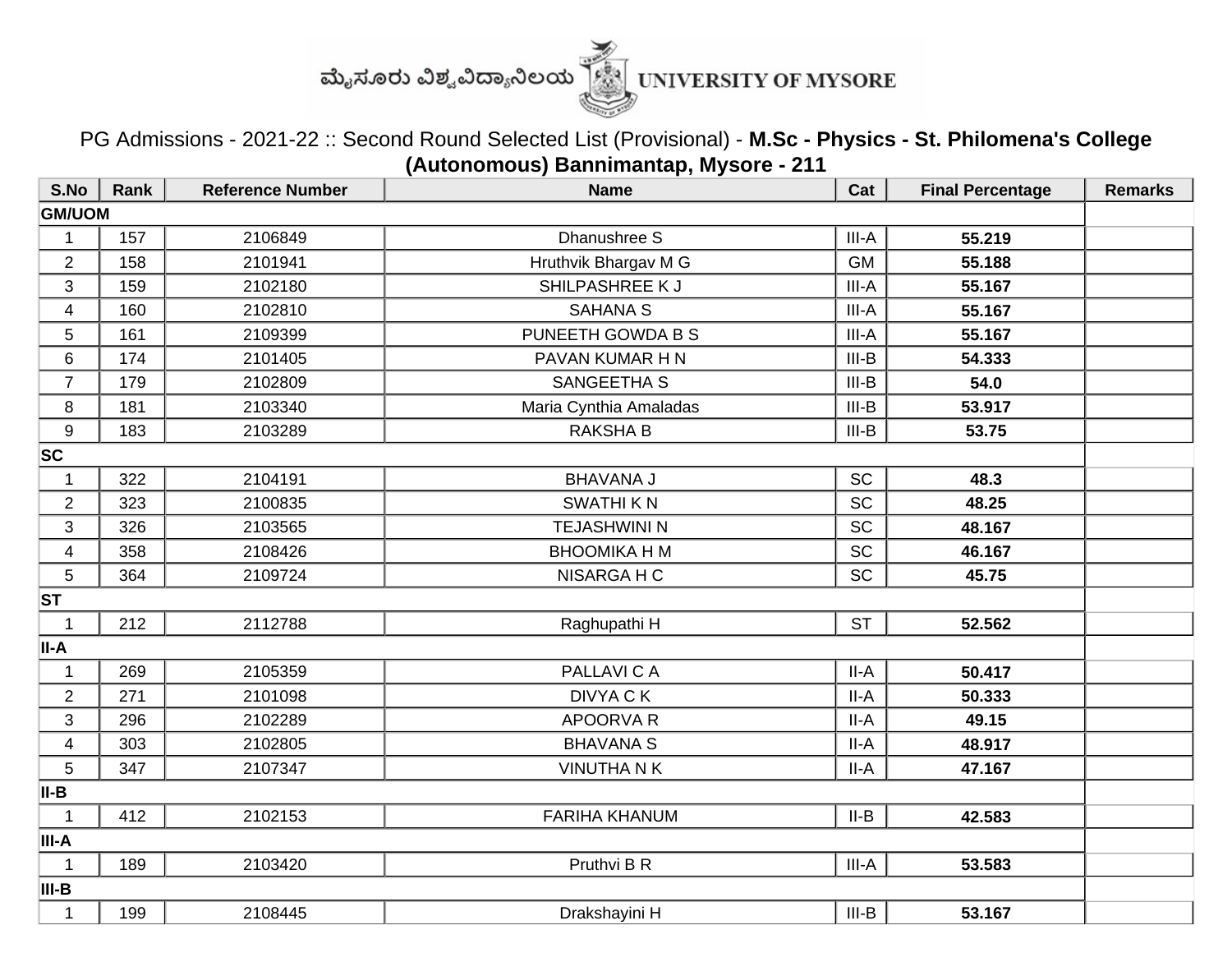ಮೈಸೂರು ವಿಶ್ವವಿದ್ಯಾನಿಲಯ UNIVERSITY OF MYSORE

PG Admissions - 2021-22 :: Second Round Selected List (Provisional) - **M.Sc - Physics - St. Philomena's College (Autonomous) Bannimantap, Mysore - 211**

| S.No | Rank | Reference Number | Name | Cat | Final Percentage | Remarks |
|---|---|---|---|---|---|---|
| **GM/UOM** | | | | | | |
| 1 | 157 | 2106849 | Dhanushree S | III-A | **55.219** | |
| 2 | 158 | 2101941 | Hruthvik Bhargav M G | GM | **55.188** | |
| 3 | 159 | 2102180 | SHILPASHREE K J | III-A | **55.167** | |
| 4 | 160 | 2102810 | SAHANA S | III-A | **55.167** | |
| 5 | 161 | 2109399 | PUNEETH GOWDA B S | III-A | **55.167** | |
| 6 | 174 | 2101405 | PAVAN KUMAR H N | III-B | **54.333** | |
| 7 | 179 | 2102809 | SANGEETHA S | III-B | **54.0** | |
| 8 | 181 | 2103340 | Maria Cynthia Amaladas | III-B | **53.917** | |
| 9 | 183 | 2103289 | RAKSHA B | III-B | **53.75** | |
| **SC** | | | | | | |
| 1 | 322 | 2104191 | BHAVANA J | SC | **48.3** | |
| 2 | 323 | 2100835 | SWATHI K N | SC | **48.25** | |
| 3 | 326 | 2103565 | TEJASHWINI N | SC | **48.167** | |
| 4 | 358 | 2108426 | BHOOMIKA H M | SC | **46.167** | |
| 5 | 364 | 2109724 | NISARGA H C | SC | **45.75** | |
| **ST** | | | | | | |
| 1 | 212 | 2112788 | Raghupathi H | ST | **52.562** | |
| **II-A** | | | | | | |
| 1 | 269 | 2105359 | PALLAVI C A | II-A | **50.417** | |
| 2 | 271 | 2101098 | DIVYA C K | II-A | **50.333** | |
| 3 | 296 | 2102289 | APOORVA R | II-A | **49.15** | |
| 4 | 303 | 2102805 | BHAVANA S | II-A | **48.917** | |
| 5 | 347 | 2107347 | VINUTHA N K | II-A | **47.167** | |
| **II-B** | | | | | | |
| 1 | 412 | 2102153 | FARIHA KHANUM | II-B | **42.583** | |
| **III-A** | | | | | | |
| 1 | 189 | 2103420 | Pruthvi B R | III-A | **53.583** | |
| **III-B** | | | | | | |
| 1 | 199 | 2108445 | Drakshayini H | III-B | **53.167** | |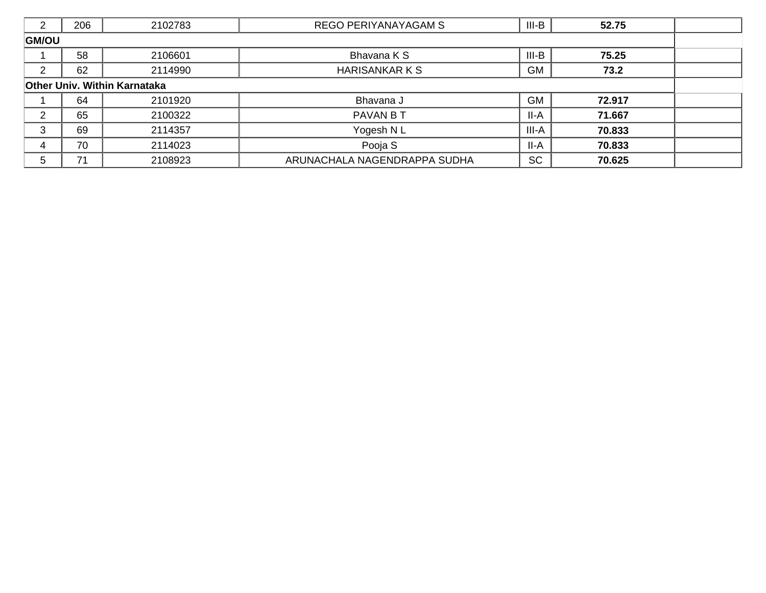| | | | | | | |
|---|---|---|---|---|---|---|
| 2 | 206 | 2102783 | REGO PERIYANAYAGAM S | III-B | **52.75** | |
| **GM/OU** | | | | | | |
| 1 | 58 | 2106601 | Bhavana K S | III-B | **75.25** | |
| 2 | 62 | 2114990 | HARISANKAR K S | GM | **73.2** | |
| **Other Univ. Within Karnataka** | | | | | | |
| 1 | 64 | 2101920 | Bhavana J | GM | **72.917** | |
| 2 | 65 | 2100322 | PAVAN B T | II-A | **71.667** | |
| 3 | 69 | 2114357 | Yogesh N L | III-A | **70.833** | |
| 4 | 70 | 2114023 | Pooja S | II-A | **70.833** | |
| 5 | 71 | 2108923 | ARUNACHALA NAGENDRAPPA SUDHA | SC | **70.625** | |